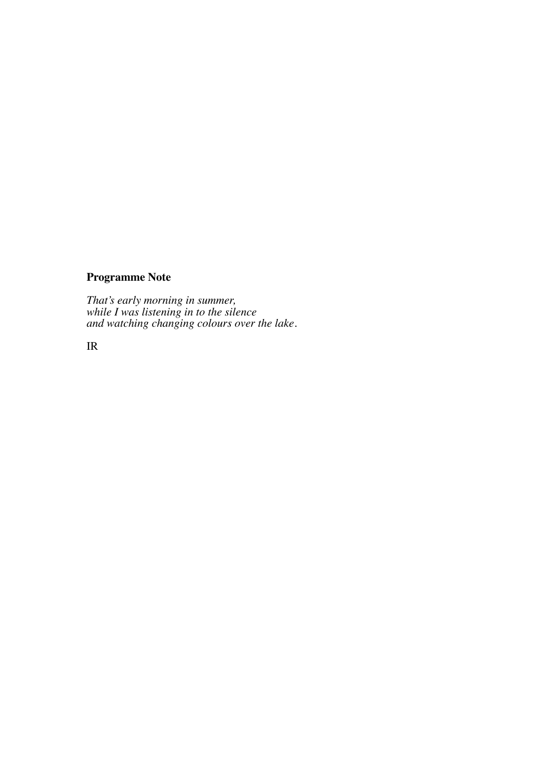**Programme Note**

*That's early morning in summer,*
*while I was listening in to the silence*
*and watching changing colours over the lake.*

IR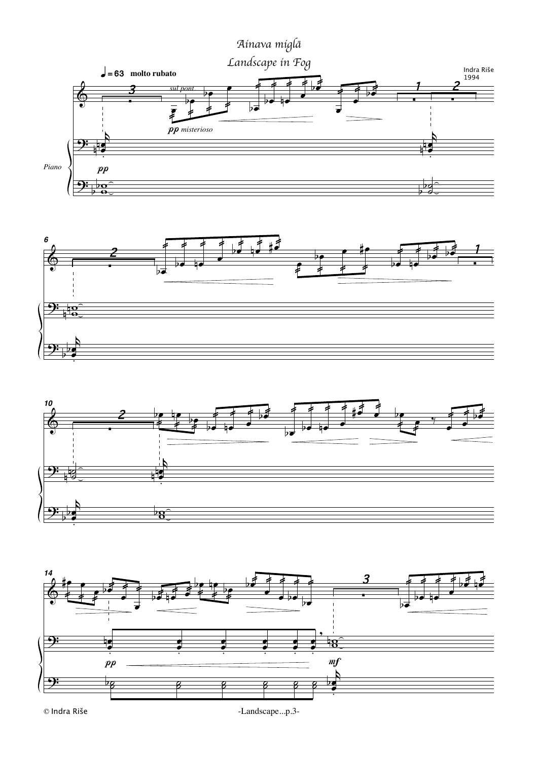# Ainava miglā

## Landscape in Fog

Indra Riše
1994

♩ = 63 **molto rubato**

*sul pont.*

***pp*** *misterioso*

*Piano*

***pp***

***pp***

***mf***

© Indra Riše